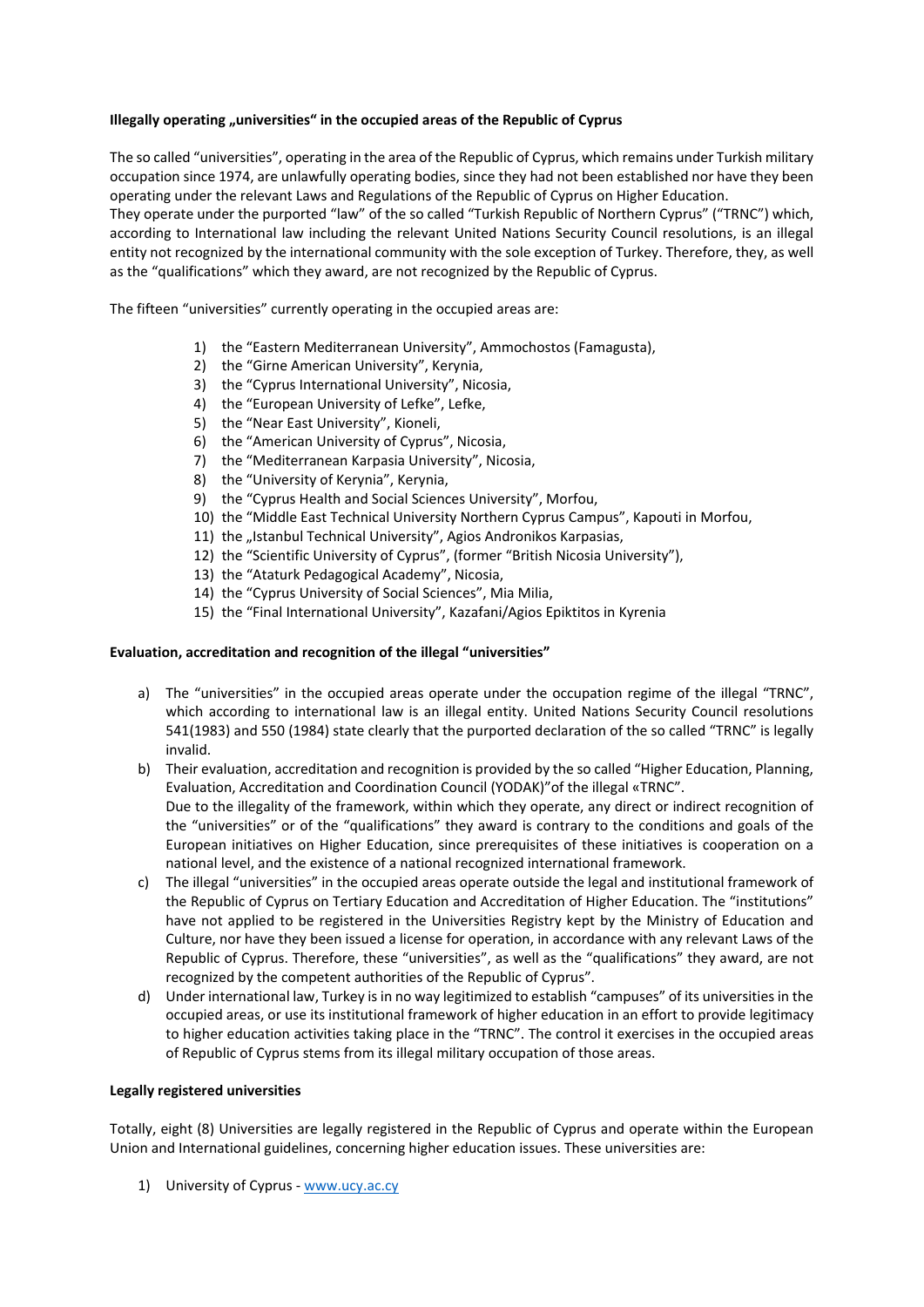**Illegally operating „universities" in the occupied areas of the Republic of Cyprus**

The so called "universities", operating in the area of the Republic of Cyprus, which remains under Turkish military occupation since 1974, are unlawfully operating bodies, since they had not been established nor have they been operating under the relevant Laws and Regulations of the Republic of Cyprus on Higher Education.
They operate under the purported "law" of the so called "Turkish Republic of Northern Cyprus" ("TRNC") which, according to International law including the relevant United Nations Security Council resolutions, is an illegal entity not recognized by the international community with the sole exception of Turkey. Therefore, they, as well as the "qualifications" which they award, are not recognized by the Republic of Cyprus.

The fifteen "universities" currently operating in the occupied areas are:

1) the "Eastern Mediterranean University", Ammochostos (Famagusta),
2) the "Girne American University", Kerynia,
3) the "Cyprus International University", Nicosia,
4) the "European University of Lefke", Lefke,
5) the "Near East University", Kioneli,
6) the "American University of Cyprus", Nicosia,
7) the "Mediterranean Karpasia University", Nicosia,
8) the "University of Kerynia", Kerynia,
9) the "Cyprus Health and Social Sciences University", Morfou,
10) the "Middle East Technical University Northern Cyprus Campus", Kapouti in Morfou,
11) the „Istanbul Technical University", Agios Andronikos Karpasias,
12) the "Scientific University of Cyprus", (former "British Nicosia University"),
13) the "Ataturk Pedagogical Academy", Nicosia,
14) the "Cyprus University of Social Sciences", Mia Milia,
15) the "Final International University", Kazafani/Agios Epiktitos in Kyrenia

**Evaluation, accreditation and recognition of the illegal "universities"**

a) The "universities" in the occupied areas operate under the occupation regime of the illegal "TRNC", which according to international law is an illegal entity. United Nations Security Council resolutions 541(1983) and 550 (1984) state clearly that the purported declaration of the so called "TRNC" is legally invalid.
b) Their evaluation, accreditation and recognition is provided by the so called "Higher Education, Planning, Evaluation, Accreditation and Coordination Council (YODAK)"of the illegal «TRNC".
   Due to the illegality of the framework, within which they operate, any direct or indirect recognition of the "universities" or of the "qualifications" they award is contrary to the conditions and goals of the European initiatives on Higher Education, since prerequisites of these initiatives is cooperation on a national level, and the existence of a national recognized international framework.
c) The illegal "universities" in the occupied areas operate outside the legal and institutional framework of the Republic of Cyprus on Tertiary Education and Accreditation of Higher Education. The "institutions" have not applied to be registered in the Universities Registry kept by the Ministry of Education and Culture, nor have they been issued a license for operation, in accordance with any relevant Laws of the Republic of Cyprus. Therefore, these "universities", as well as the "qualifications" they award, are not recognized by the competent authorities of the Republic of Cyprus".
d) Under international law, Turkey is in no way legitimized to establish "campuses" of its universities in the occupied areas, or use its institutional framework of higher education in an effort to provide legitimacy to higher education activities taking place in the "TRNC". The control it exercises in the occupied areas of Republic of Cyprus stems from its illegal military occupation of those areas.

**Legally registered universities**

Totally, eight (8) Universities are legally registered in the Republic of Cyprus and operate within the European Union and International guidelines, concerning higher education issues. These universities are:

1) University of Cyprus - www.ucy.ac.cy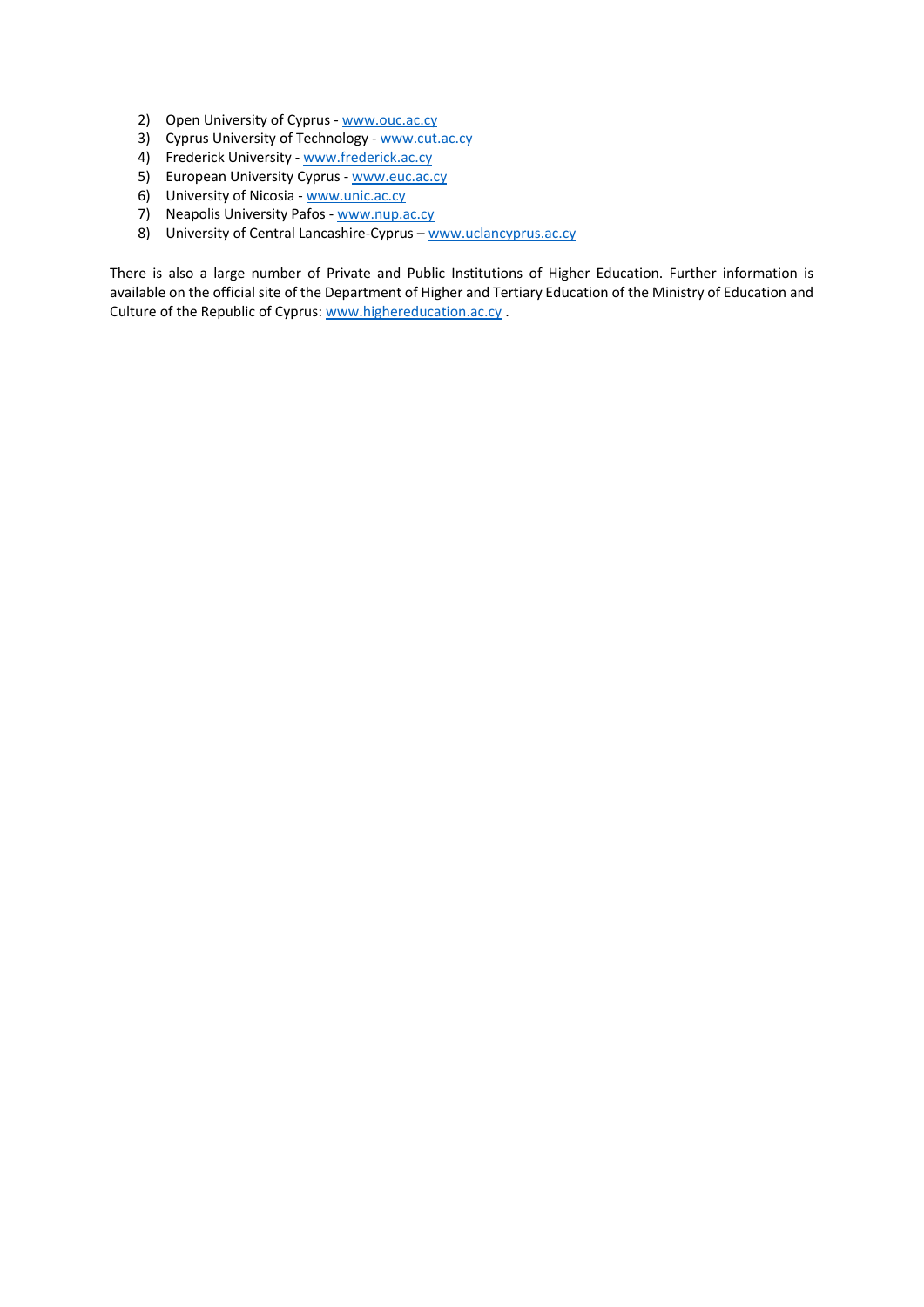2) Open University of Cyprus - www.ouc.ac.cy
3) Cyprus University of Technology - www.cut.ac.cy
4) Frederick University - www.frederick.ac.cy
5) European University Cyprus - www.euc.ac.cy
6) University of Nicosia - www.unic.ac.cy
7) Neapolis University Pafos - www.nup.ac.cy
8) University of Central Lancashire-Cyprus – www.uclancyprus.ac.cy

There is also a large number of Private and Public Institutions of Higher Education. Further information is available on the official site of the Department of Higher and Tertiary Education of the Ministry of Education and Culture of the Republic of Cyprus: www.highereducation.ac.cy .